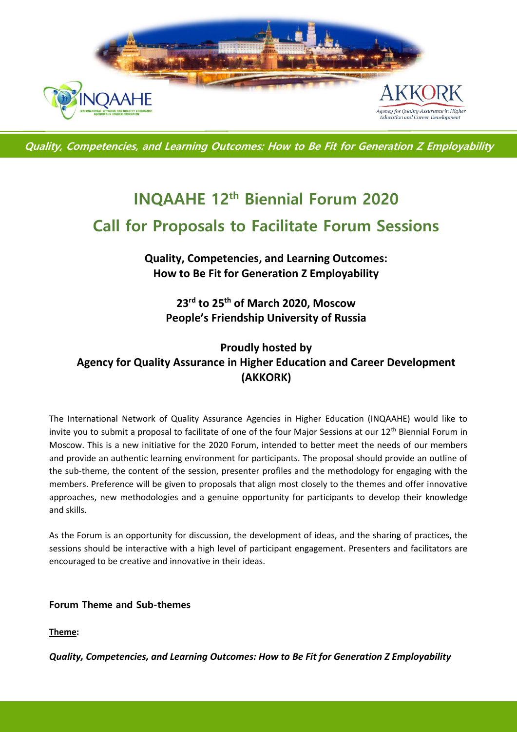*Quality, Competencies, and Learning Outcomes: How to Be Fit for Generation Z Employability*

# INQAAHE 12th Biennial Forum 2020

# Call for Proposals to Facilitate Forum Sessions

**Quality, Competencies, and Learning Outcomes:**
**How to Be Fit for Generation Z Employability**

**23rd to 25th of March 2020, Moscow**
**People's Friendship University of Russia**

**Proudly hosted by**
**Agency for Quality Assurance in Higher Education and Career Development (AKKORK)**

The International Network of Quality Assurance Agencies in Higher Education (INQAAHE) would like to invite you to submit a proposal to facilitate of one of the four Major Sessions at our 12th Biennial Forum in Moscow. This is a new initiative for the 2020 Forum, intended to better meet the needs of our members and provide an authentic learning environment for participants. The proposal should provide an outline of the sub-theme, the content of the session, presenter profiles and the methodology for engaging with the members. Preference will be given to proposals that align most closely to the themes and offer innovative approaches, new methodologies and a genuine opportunity for participants to develop their knowledge and skills.

As the Forum is an opportunity for discussion, the development of ideas, and the sharing of practices, the sessions should be interactive with a high level of participant engagement. Presenters and facilitators are encouraged to be creative and innovative in their ideas.

**Forum Theme and Sub-themes**

**Theme:**

***Quality, Competencies, and Learning Outcomes: How to Be Fit for Generation Z Employability***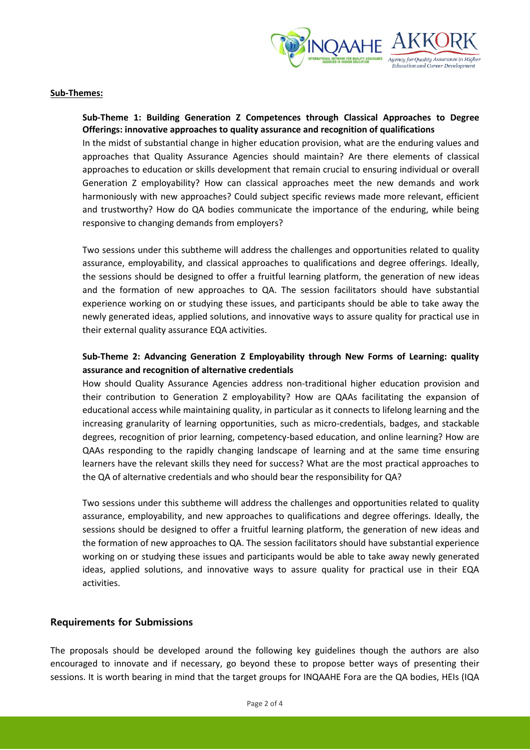**Sub-Themes:**

**Sub-Theme 1: Building Generation Z Competences through Classical Approaches to Degree Offerings: innovative approaches to quality assurance and recognition of qualifications**

In the midst of substantial change in higher education provision, what are the enduring values and approaches that Quality Assurance Agencies should maintain? Are there elements of classical approaches to education or skills development that remain crucial to ensuring individual or overall Generation Z employability? How can classical approaches meet the new demands and work harmoniously with new approaches? Could subject specific reviews made more relevant, efficient and trustworthy? How do QA bodies communicate the importance of the enduring, while being responsive to changing demands from employers?

Two sessions under this subtheme will address the challenges and opportunities related to quality assurance, employability, and classical approaches to qualifications and degree offerings. Ideally, the sessions should be designed to offer a fruitful learning platform, the generation of new ideas and the formation of new approaches to QA. The session facilitators should have substantial experience working on or studying these issues, and participants should be able to take away the newly generated ideas, applied solutions, and innovative ways to assure quality for practical use in their external quality assurance EQA activities.

**Sub-Theme 2: Advancing Generation Z Employability through New Forms of Learning: quality assurance and recognition of alternative credentials**

How should Quality Assurance Agencies address non-traditional higher education provision and their contribution to Generation Z employability? How are QAAs facilitating the expansion of educational access while maintaining quality, in particular as it connects to lifelong learning and the increasing granularity of learning opportunities, such as micro-credentials, badges, and stackable degrees, recognition of prior learning, competency-based education, and online learning? How are QAAs responding to the rapidly changing landscape of learning and at the same time ensuring learners have the relevant skills they need for success? What are the most practical approaches to the QA of alternative credentials and who should bear the responsibility for QA?

Two sessions under this subtheme will address the challenges and opportunities related to quality assurance, employability, and new approaches to qualifications and degree offerings. Ideally, the sessions should be designed to offer a fruitful learning platform, the generation of new ideas and the formation of new approaches to QA. The session facilitators should have substantial experience working on or studying these issues and participants would be able to take away newly generated ideas, applied solutions, and innovative ways to assure quality for practical use in their EQA activities.

## Requirements for Submissions

The proposals should be developed around the following key guidelines though the authors are also encouraged to innovate and if necessary, go beyond these to propose better ways of presenting their sessions. It is worth bearing in mind that the target groups for INQAAHE Fora are the QA bodies, HEIs (IQA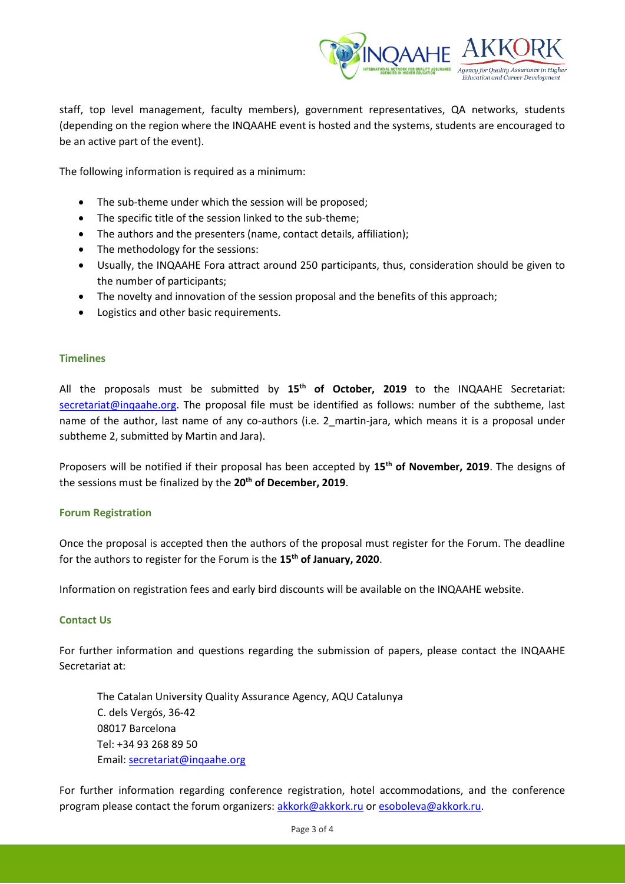staff, top level management, faculty members), government representatives, QA networks, students (depending on the region where the INQAAHE event is hosted and the systems, students are encouraged to be an active part of the event).

The following information is required as a minimum:

- The sub-theme under which the session will be proposed;
- The specific title of the session linked to the sub-theme;
- The authors and the presenters (name, contact details, affiliation);
- The methodology for the sessions:
- Usually, the INQAAHE Fora attract around 250 participants, thus, consideration should be given to the number of participants;
- The novelty and innovation of the session proposal and the benefits of this approach;
- Logistics and other basic requirements.

### Timelines

All the proposals must be submitted by **15th of October, 2019** to the INQAAHE Secretariat: secretariat@inqaahe.org. The proposal file must be identified as follows: number of the subtheme, last name of the author, last name of any co-authors (i.e. 2_martin-jara, which means it is a proposal under subtheme 2, submitted by Martin and Jara).

Proposers will be notified if their proposal has been accepted by **15th of November, 2019**. The designs of the sessions must be finalized by the **20th of December, 2019**.

### Forum Registration

Once the proposal is accepted then the authors of the proposal must register for the Forum. The deadline for the authors to register for the Forum is the **15th of January, 2020**.

Information on registration fees and early bird discounts will be available on the INQAAHE website.

### Contact Us

For further information and questions regarding the submission of papers, please contact the INQAAHE Secretariat at:

The Catalan University Quality Assurance Agency, AQU Catalunya
C. dels Vergós, 36-42
08017 Barcelona
Tel: +34 93 268 89 50
Email: secretariat@inqaahe.org

For further information regarding conference registration, hotel accommodations, and the conference program please contact the forum organizers: akkork@akkork.ru or esoboleva@akkork.ru.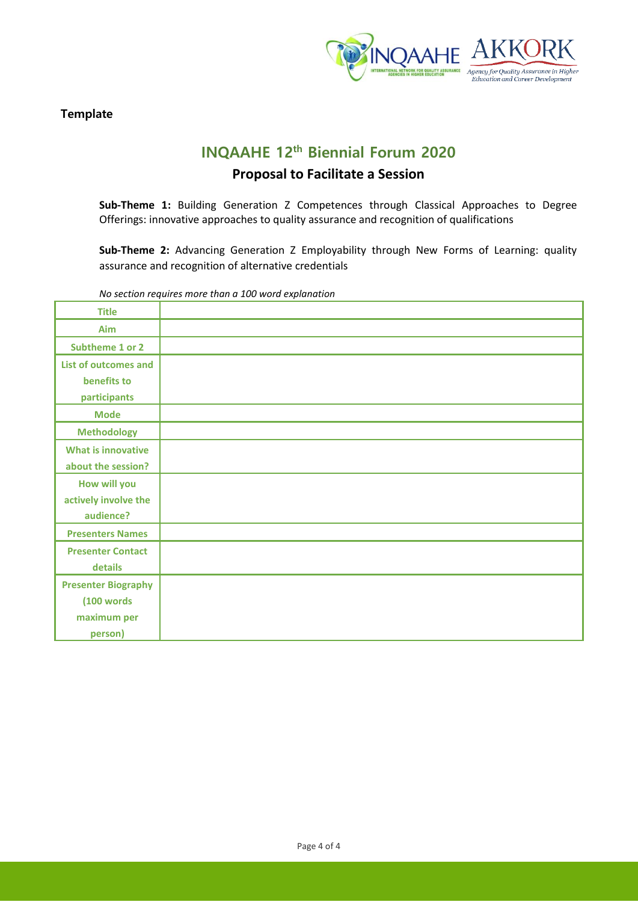**Template**

# INQAAHE 12th Biennial Forum 2020

## Proposal to Facilitate a Session

**Sub-Theme 1:** Building Generation Z Competences through Classical Approaches to Degree Offerings: innovative approaches to quality assurance and recognition of qualifications

**Sub-Theme 2:** Advancing Generation Z Employability through New Forms of Learning: quality assurance and recognition of alternative credentials

*No section requires more than a 100 word explanation*

| | |
|---|---|
| **Title** | |
| **Aim** | |
| **Subtheme 1 or 2** | |
| **List of outcomes and benefits to participants** | |
| **Mode** | |
| **Methodology** | |
| **What is innovative about the session?** | |
| **How will you actively involve the audience?** | |
| **Presenters Names** | |
| **Presenter Contact details** | |
| **Presenter Biography (100 words maximum per person)** | |